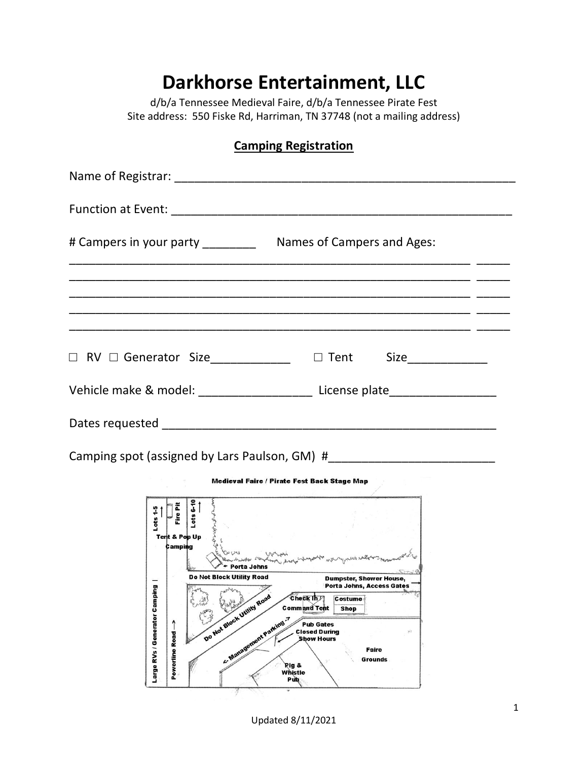# Darkhorse Entertainment, LLC

d/b/a Tennessee Medieval Faire, d/b/a Tennessee Pirate Fest
Site address: 550 Fiske Rd, Harriman, TN 37748 (not a mailing address)

## Camping Registration

Name of Registrar: ____________________________________________________

Function at Event: ____________________________________________________

# Campers in your party ________ Names of Campers and Ages:

______________________________________________________________ _____
______________________________________________________________ _____
______________________________________________________________ _____
______________________________________________________________ _____
______________________________________________________________ _____

☐ RV ☐ Generator Size____________ ☐ Tent Size____________

Vehicle make & model: _________________ License plate________________

Dates requested ___________________________________________________

Camping spot (assigned by Lars Paulson, GM) #_________________________

Medieval Faire / Pirate Fest Back Stage Map

Lots 1-5 | Fire Pit | Lots 6-10 | Tent & Pop Up Camping | Porta Johns | Do Not Block Utility Road | Dumpster, Shower House, Porta Johns, Access Gates | Large RVs / Generator Camping | Powerline Road | Do Not Block Utility Road | Check In / Command Tent | Costume Shop | <- Management Parking -> | Pub Gates Closed During Show Hours | Faire Grounds | Pig & Whistle Pub

Updated 8/11/2021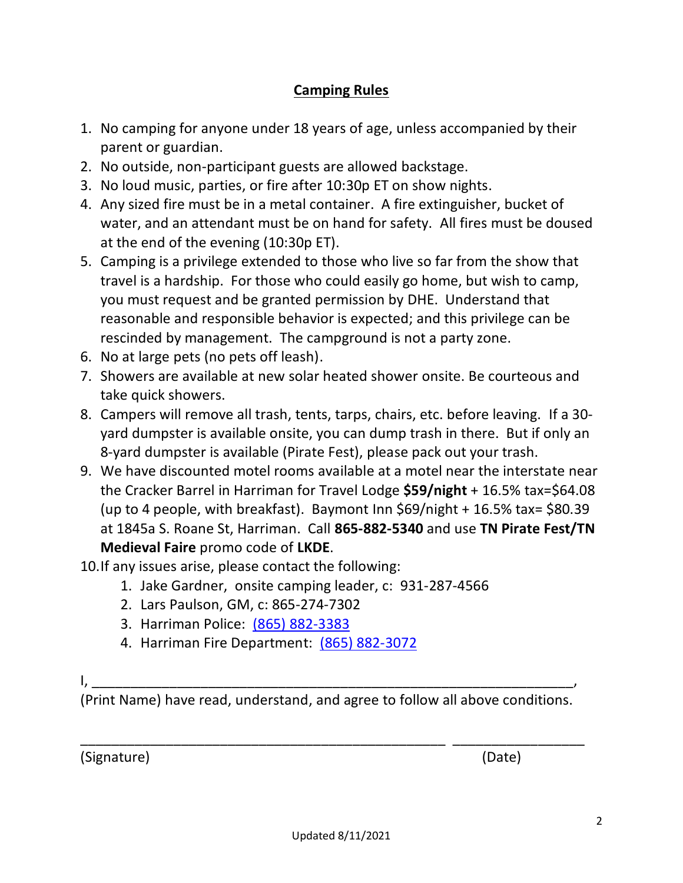## Camping Rules

1. No camping for anyone under 18 years of age, unless accompanied by their parent or guardian.
2. No outside, non-participant guests are allowed backstage.
3. No loud music, parties, or fire after 10:30p ET on show nights.
4. Any sized fire must be in a metal container. A fire extinguisher, bucket of water, and an attendant must be on hand for safety. All fires must be doused at the end of the evening (10:30p ET).
5. Camping is a privilege extended to those who live so far from the show that travel is a hardship. For those who could easily go home, but wish to camp, you must request and be granted permission by DHE. Understand that reasonable and responsible behavior is expected; and this privilege can be rescinded by management. The campground is not a party zone.
6. No at large pets (no pets off leash).
7. Showers are available at new solar heated shower onsite. Be courteous and take quick showers.
8. Campers will remove all trash, tents, tarps, chairs, etc. before leaving. If a 30-yard dumpster is available onsite, you can dump trash in there. But if only an 8-yard dumpster is available (Pirate Fest), please pack out your trash.
9. We have discounted motel rooms available at a motel near the interstate near the Cracker Barrel in Harriman for Travel Lodge **$59/night** + 16.5% tax=$64.08 (up to 4 people, with breakfast). Baymont Inn $69/night + 16.5% tax= $80.39 at 1845a S. Roane St, Harriman. Call **865-882-5340** and use **TN Pirate Fest/TN Medieval Faire** promo code of **LKDE**.
10. If any issues arise, please contact the following:
    1. Jake Gardner, onsite camping leader, c: 931-287-4566
    2. Lars Paulson, GM, c: 865-274-7302
    3. Harriman Police: (865) 882-3383
    4. Harriman Fire Department: (865) 882-3072

I, ________________________________________________________________,
(Print Name) have read, understand, and agree to follow all above conditions.

_______________________________________________ _________________
(Signature) (Date)

Updated 8/11/2021